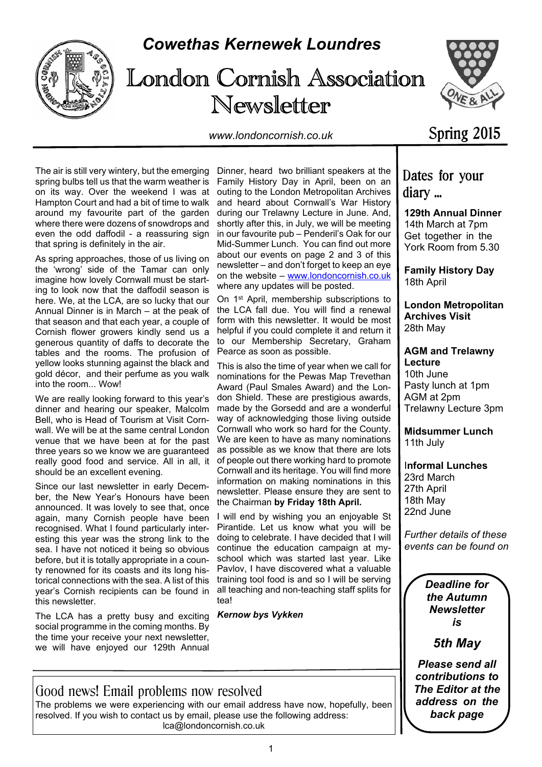# *Cowethas Kernewek Loundres*

# London Cornish Association Newsletter

*www.londoncornish.co.uk*

Spring 2015

The air is still very wintery, but the emerging spring bulbs tell us that the warm weather is on its way. Over the weekend I was at Hampton Court and had a bit of time to walk around my favourite part of the garden where there were dozens of snowdrops and even the odd daffodil - a reassuring sign that spring is definitely in the air.

As spring approaches, those of us living on the 'wrong' side of the Tamar can only imagine how lovely Cornwall must be starting to look now that the daffodil season is here. We, at the LCA, are so lucky that our Annual Dinner is in March – at the peak of that season and that each year, a couple of Cornish flower growers kindly send us a generous quantity of daffs to decorate the tables and the rooms. The profusion of yellow looks stunning against the black and gold décor, and their perfume as you walk into the room... Wow!

We are really looking forward to this year's dinner and hearing our speaker, Malcolm Bell, who is Head of Tourism at Visit Cornwall. We will be at the same central London venue that we have been at for the past three years so we know we are guaranteed really good food and service. All in all, it should be an excellent evening.

Since our last newsletter in early December, the New Year's Honours have been announced. It was lovely to see that, once again, many Cornish people have been recognised. What I found particularly interesting this year was the strong link to the sea. I have not noticed it being so obvious before, but it is totally appropriate in a county renowned for its coasts and its long historical connections with the sea. A list of this year's Cornish recipients can be found in this newsletter.

The LCA has a pretty busy and exciting social programme in the coming months. By the time your receive your next newsletter, we will have enjoyed our 129th Annual Dinner, heard two brilliant speakers at the Family History Day in April, been on an outing to the London Metropolitan Archives and heard about Cornwall's War History during our Trelawny Lecture in June. And, shortly after this, in July, we will be meeting in our favourite pub – Penderil's Oak for our Mid-Summer Lunch. You can find out more about our events on page 2 and 3 of this newsletter – and don't forget to keep an eye on the website – www.londoncornish.co.uk where any updates will be posted.

On 1st April, membership subscriptions to the LCA fall due. You will find a renewal form with this newsletter. It would be most helpful if you could complete it and return it to our Membership Secretary, Graham Pearce as soon as possible.

This is also the time of year when we call for nominations for the Pewas Map Trevethan Award (Paul Smales Award) and the London Shield. These are prestigious awards, made by the Gorsedd and are a wonderful way of acknowledging those living outside Cornwall who work so hard for the County. We are keen to have as many nominations as possible as we know that there are lots of people out there working hard to promote Cornwall and its heritage. You will find more information on making nominations in this newsletter. Please ensure they are sent to the Chairman **by Friday 18th April.**

I will end by wishing you an enjoyable St Pirantide. Let us know what you will be doing to celebrate. I have decided that I will continue the education campaign at my-school which was started last year. Like Pavlov, I have discovered what a valuable training tool food is and so I will be serving all teaching and non-teaching staff splits for tea!

***Kernow bys Vykken***

## Dates for your diary ...

**129th Annual Dinner**
14th March at 7pm
Get together in the York Room from 5.30

**Family History Day**
18th April

**London Metropolitan Archives Visit**
28th May

**AGM and Trelawny Lecture**
10th June
Pasty lunch at 1pm
AGM at 2pm
Trelawny Lecture 3pm

**Midsummer Lunch**
11th July

**Informal Lunches**
23rd March
27th April
18th May
22nd June

*Further details of these events can be found on*

***Deadline for the Autumn Newsletter is***

***5th May***

***Please send all contributions to The Editor at the address on the back page***

## Good news! Email problems now resolved

The problems we were experiencing with our email address have now, hopefully, been resolved. If you wish to contact us by email, please use the following address: lca@londoncornish.co.uk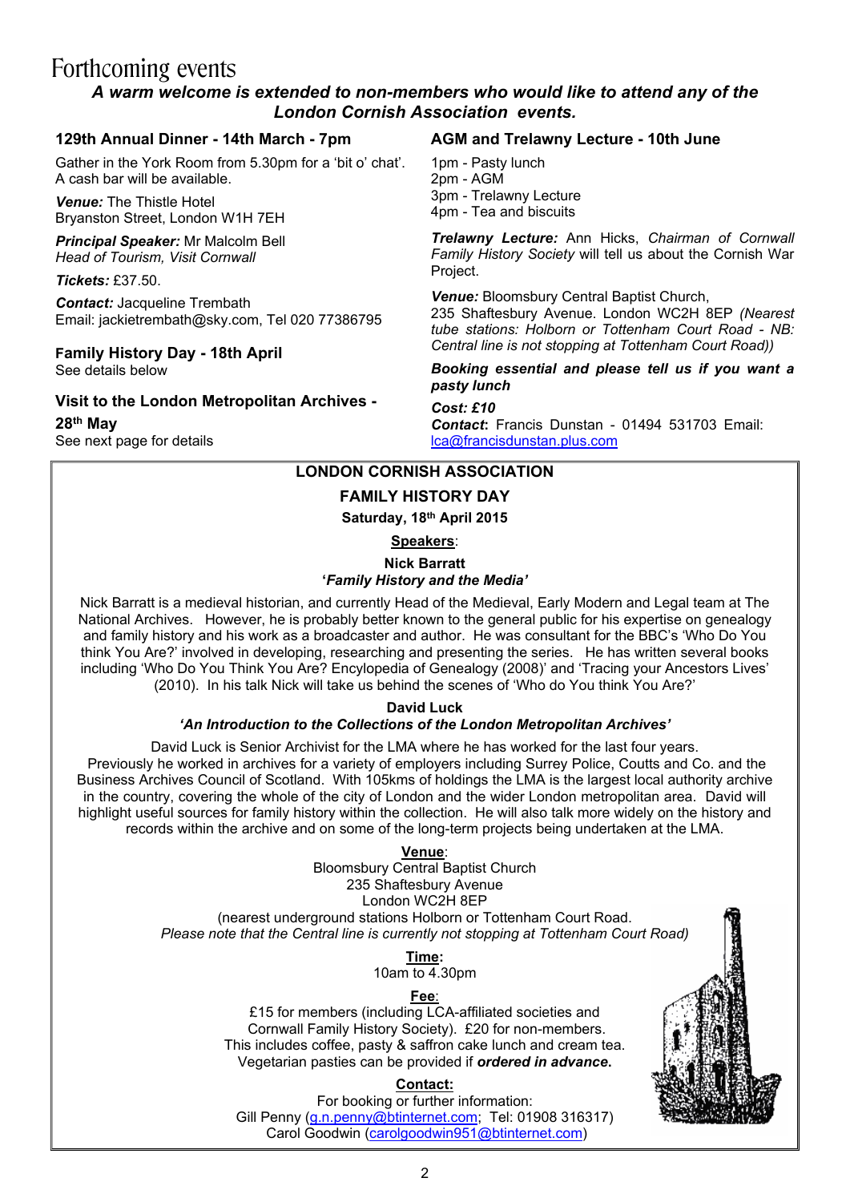# Forthcoming events

***A warm welcome is extended to non-members who would like to attend any of the London Cornish Association events.***

### 129th Annual Dinner - 14th March - 7pm

Gather in the York Room from 5.30pm for a 'bit o' chat'. A cash bar will be available.

***Venue:*** The Thistle Hotel
Bryanston Street, London W1H 7EH

***Principal Speaker:*** Mr Malcolm Bell
*Head of Tourism, Visit Cornwall*

***Tickets:*** £37.50.

***Contact:*** Jacqueline Trembath
Email: jackietrembath@sky.com, Tel 020 77386795

### Family History Day - 18th April

See details below

### Visit to the London Metropolitan Archives - 28th May

See next page for details

### AGM and Trelawny Lecture - 10th June

1pm - Pasty lunch
2pm - AGM
3pm - Trelawny Lecture
4pm - Tea and biscuits

***Trelawny Lecture:*** Ann Hicks, *Chairman of Cornwall Family History Society* will tell us about the Cornish War Project.

***Venue:*** Bloomsbury Central Baptist Church,
235 Shaftesbury Avenue. London WC2H 8EP *(Nearest tube stations: Holborn or Tottenham Court Road - NB: Central line is not stopping at Tottenham Court Road))*

***Booking essential and please tell us if you want a pasty lunch***

***Cost: £10***

***Contact*:** Francis Dunstan - 01494 531703 Email: lca@francisdunstan.plus.com

---

## LONDON CORNISH ASSOCIATION

## FAMILY HISTORY DAY

**Saturday, 18th April 2015**

**Speakers**:

**Nick Barratt**
**'*Family History and the Media'***

Nick Barratt is a medieval historian, and currently Head of the Medieval, Early Modern and Legal team at The National Archives. However, he is probably better known to the general public for his expertise on genealogy and family history and his work as a broadcaster and author. He was consultant for the BBC's 'Who Do You think You Are?' involved in developing, researching and presenting the series. He has written several books including 'Who Do You Think You Are? Encylopedia of Genealogy (2008)' and 'Tracing your Ancestors Lives' (2010). In his talk Nick will take us behind the scenes of 'Who do You think You Are?'

**David Luck**
***'An Introduction to the Collections of the London Metropolitan Archives'***

David Luck is Senior Archivist for the LMA where he has worked for the last four years. Previously he worked in archives for a variety of employers including Surrey Police, Coutts and Co. and the Business Archives Council of Scotland. With 105kms of holdings the LMA is the largest local authority archive in the country, covering the whole of the city of London and the wider London metropolitan area. David will highlight useful sources for family history within the collection. He will also talk more widely on the history and records within the archive and on some of the long-term projects being undertaken at the LMA.

**Venue**:
Bloomsbury Central Baptist Church
235 Shaftesbury Avenue
London WC2H 8EP
(nearest underground stations Holborn or Tottenham Court Road.
*Please note that the Central line is currently not stopping at Tottenham Court Road)*

**Time:**
10am to 4.30pm

**Fee**:
£15 for members (including LCA-affiliated societies and Cornwall Family History Society). £20 for non-members.
This includes coffee, pasty & saffron cake lunch and cream tea.
Vegetarian pasties can be provided if ***ordered in advance.***

**Contact:**
For booking or further information:
Gill Penny (g.n.penny@btinternet.com; Tel: 01908 316317)
Carol Goodwin (carolgoodwin951@btinternet.com)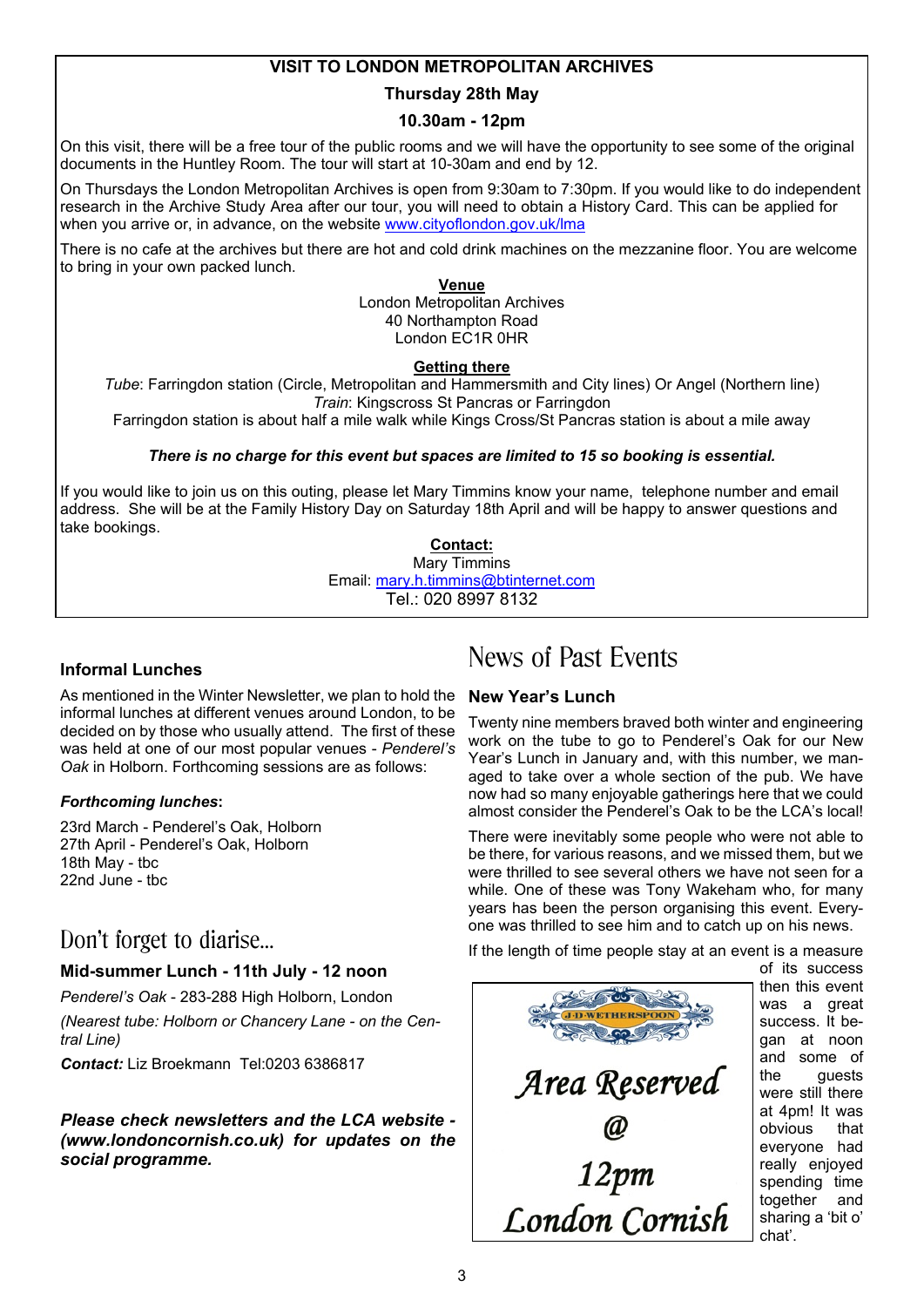## VISIT TO LONDON METROPOLITAN ARCHIVES

**Thursday 28th May**

**10.30am - 12pm**

On this visit, there will be a free tour of the public rooms and we will have the opportunity to see some of the original documents in the Huntley Room. The tour will start at 10-30am and end by 12.

On Thursdays the London Metropolitan Archives is open from 9:30am to 7:30pm. If you would like to do independent research in the Archive Study Area after our tour, you will need to obtain a History Card. This can be applied for when you arrive or, in advance, on the website www.cityoflondon.gov.uk/lma

There is no cafe at the archives but there are hot and cold drink machines on the mezzanine floor. You are welcome to bring in your own packed lunch.

**Venue**

London Metropolitan Archives
40 Northampton Road
London EC1R 0HR

**Getting there**

*Tube*: Farringdon station (Circle, Metropolitan and Hammersmith and City lines) Or Angel (Northern line)
*Train*: Kingscross St Pancras or Farringdon
Farringdon station is about half a mile walk while Kings Cross/St Pancras station is about a mile away

***There is no charge for this event but spaces are limited to 15 so booking is essential.***

If you would like to join us on this outing, please let Mary Timmins know your name, telephone number and email address. She will be at the Family History Day on Saturday 18th April and will be happy to answer questions and take bookings.

**Contact:**

Mary Timmins
Email: mary.h.timmins@btinternet.com
Tel.: 020 8997 8132

### Informal Lunches

As mentioned in the Winter Newsletter, we plan to hold the informal lunches at different venues around London, to be decided on by those who usually attend. The first of these was held at one of our most popular venues - *Penderel's Oak* in Holborn. Forthcoming sessions are as follows:

***Forthcoming lunches*:**

23rd March - Penderel's Oak, Holborn
27th April - Penderel's Oak, Holborn
18th May - tbc
22nd June - tbc

## Don't forget to diarise...

**Mid-summer Lunch - 11th July - 12 noon**

*Penderel's Oak* - 283-288 High Holborn, London

*(Nearest tube: Holborn or Chancery Lane - on the Central Line)*

***Contact:*** Liz Broekmann Tel:0203 6386817

***Please check newsletters and the LCA website - (www.londoncornish.co.uk) for updates on the social programme.***

## News of Past Events

### New Year's Lunch

Twenty nine members braved both winter and engineering work on the tube to go to Penderel's Oak for our New Year's Lunch in January and, with this number, we managed to take over a whole section of the pub. We have now had so many enjoyable gatherings here that we could almost consider the Penderel's Oak to be the LCA's local!

There were inevitably some people who were not able to be there, for various reasons, and we missed them, but we were thrilled to see several others we have not seen for a while. One of these was Tony Wakeham who, for many years has been the person organising this event. Everyone was thrilled to see him and to catch up on his news.

If the length of time people stay at an event is a measure of its success then this event was a great success. It began at noon and some of the guests were still there at 4pm! It was obvious that everyone had really enjoyed spending time together and sharing a 'bit o' chat'.

J·D·WETHERSPOON

Area Reserved @ 12pm London Cornish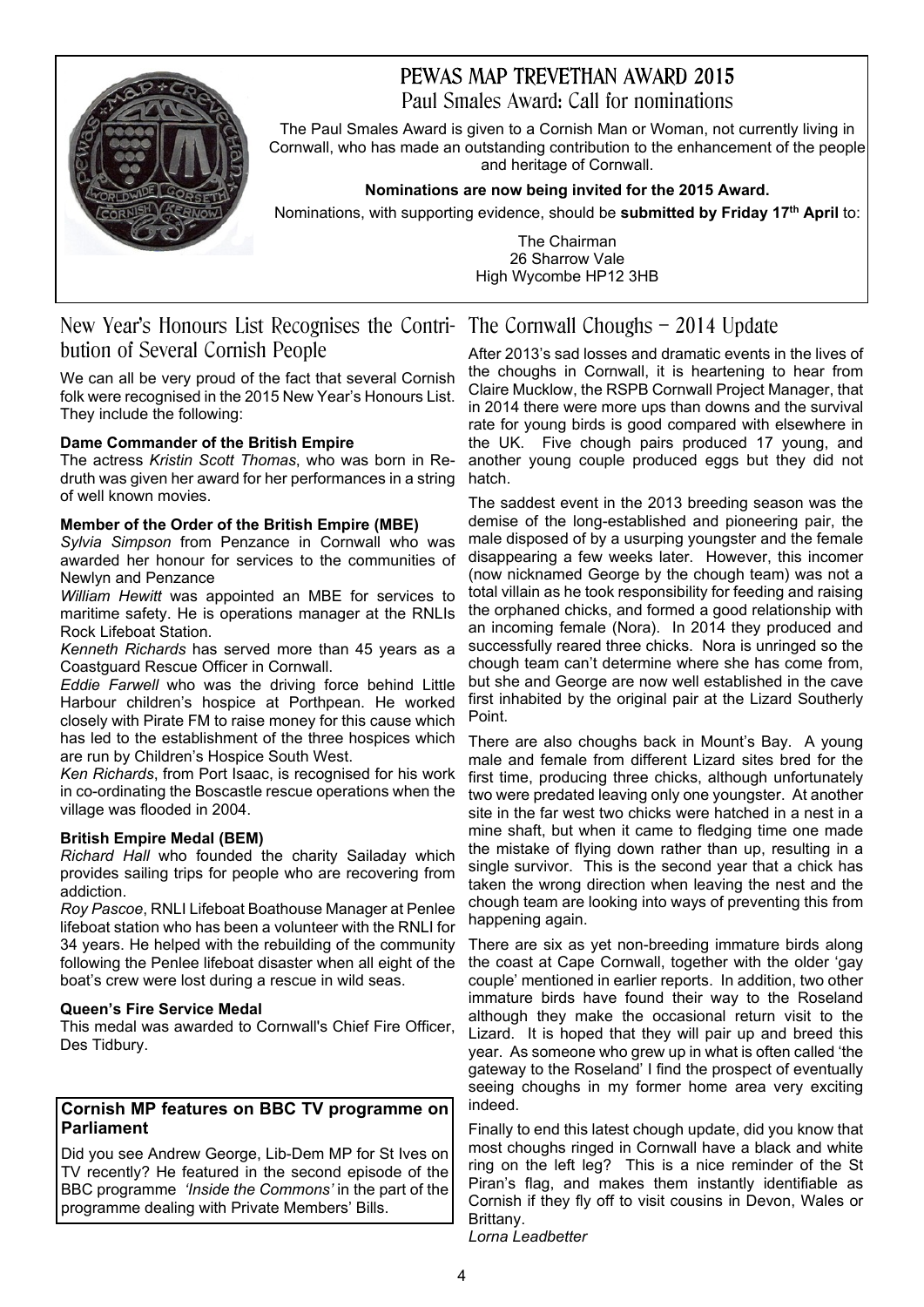# PEWAS MAP TREVETHAN AWARD 2015

## Paul Smales Award: Call for nominations

The Paul Smales Award is given to a Cornish Man or Woman, not currently living in Cornwall, who has made an outstanding contribution to the enhancement of the people and heritage of Cornwall.

**Nominations are now being invited for the 2015 Award.**

Nominations, with supporting evidence, should be **submitted by Friday 17th April** to:

The Chairman
26 Sharrow Vale
High Wycombe HP12 3HB

## New Year's Honours List Recognises the Contribution of Several Cornish People

We can all be very proud of the fact that several Cornish folk were recognised in the 2015 New Year's Honours List. They include the following:

**Dame Commander of the British Empire**
The actress *Kristin Scott Thomas*, who was born in Redruth was given her award for her performances in a string of well known movies.

**Member of the Order of the British Empire (MBE)**
*Sylvia Simpson* from Penzance in Cornwall who was awarded her honour for services to the communities of Newlyn and Penzance
*William Hewitt* was appointed an MBE for services to maritime safety. He is operations manager at the RNLIs Rock Lifeboat Station.
*Kenneth Richards* has served more than 45 years as a Coastguard Rescue Officer in Cornwall.
*Eddie Farwell* who was the driving force behind Little Harbour children's hospice at Porthpean. He worked closely with Pirate FM to raise money for this cause which has led to the establishment of the three hospices which are run by Children's Hospice South West.
*Ken Richards*, from Port Isaac, is recognised for his work in co-ordinating the Boscastle rescue operations when the village was flooded in 2004.

**British Empire Medal (BEM)**
*Richard Hall* who founded the charity Sailaday which provides sailing trips for people who are recovering from addiction.
*Roy Pascoe*, RNLI Lifeboat Boathouse Manager at Penlee lifeboat station who has been a volunteer with the RNLI for 34 years. He helped with the rebuilding of the community following the Penlee lifeboat disaster when all eight of the boat's crew were lost during a rescue in wild seas.

**Queen's Fire Service Medal**
This medal was awarded to Cornwall's Chief Fire Officer, Des Tidbury.

**Cornish MP features on BBC TV programme on Parliament**

Did you see Andrew George, Lib-Dem MP for St Ives on TV recently? He featured in the second episode of the BBC programme *'Inside the Commons'* in the part of the programme dealing with Private Members' Bills.

## The Cornwall Choughs – 2014 Update

After 2013's sad losses and dramatic events in the lives of the choughs in Cornwall, it is heartening to hear from Claire Mucklow, the RSPB Cornwall Project Manager, that in 2014 there were more ups than downs and the survival rate for young birds is good compared with elsewhere in the UK. Five chough pairs produced 17 young, and another young couple produced eggs but they did not hatch.

The saddest event in the 2013 breeding season was the demise of the long-established and pioneering pair, the male disposed of by a usurping youngster and the female disappearing a few weeks later. However, this incomer (now nicknamed George by the chough team) was not a total villain as he took responsibility for feeding and raising the orphaned chicks, and formed a good relationship with an incoming female (Nora). In 2014 they produced and successfully reared three chicks. Nora is unringed so the chough team can't determine where she has come from, but she and George are now well established in the cave first inhabited by the original pair at the Lizard Southerly Point.

There are also choughs back in Mount's Bay. A young male and female from different Lizard sites bred for the first time, producing three chicks, although unfortunately two were predated leaving only one youngster. At another site in the far west two chicks were hatched in a nest in a mine shaft, but when it came to fledging time one made the mistake of flying down rather than up, resulting in a single survivor. This is the second year that a chick has taken the wrong direction when leaving the nest and the chough team are looking into ways of preventing this from happening again.

There are six as yet non-breeding immature birds along the coast at Cape Cornwall, together with the older 'gay couple' mentioned in earlier reports. In addition, two other immature birds have found their way to the Roseland although they make the occasional return visit to the Lizard. It is hoped that they will pair up and breed this year. As someone who grew up in what is often called 'the gateway to the Roseland' I find the prospect of eventually seeing choughs in my former home area very exciting indeed.

Finally to end this latest chough update, did you know that most choughs ringed in Cornwall have a black and white ring on the left leg? This is a nice reminder of the St Piran's flag, and makes them instantly identifiable as Cornish if they fly off to visit cousins in Devon, Wales or Brittany.

*Lorna Leadbetter*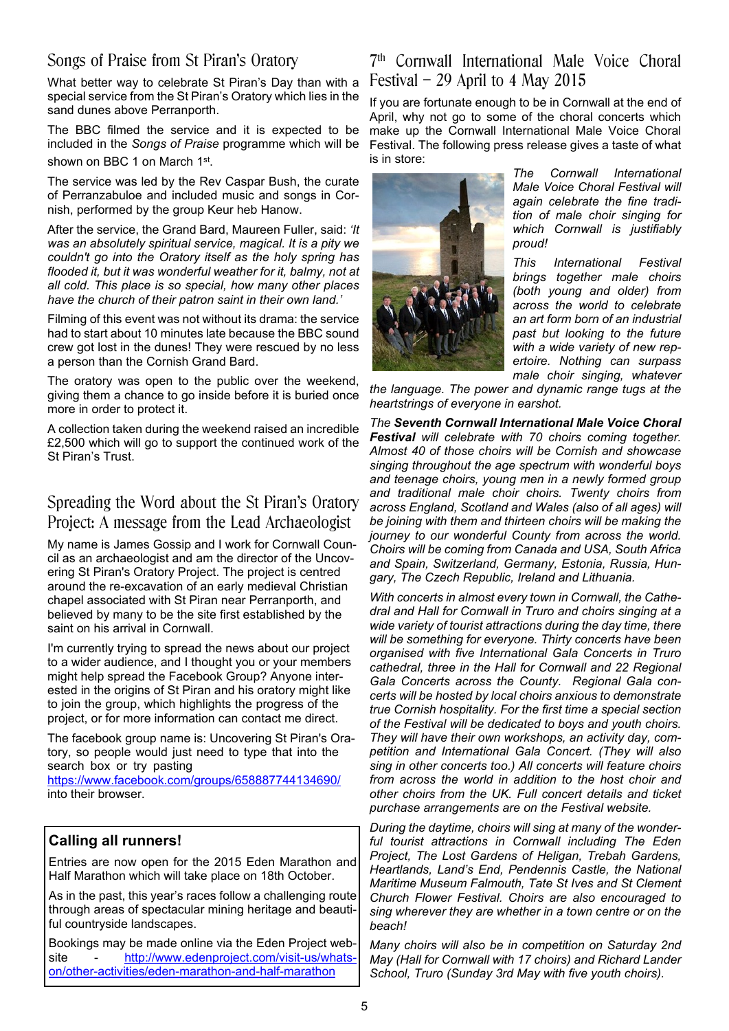## Songs of Praise from St Piran's Oratory

What better way to celebrate St Piran's Day than with a special service from the St Piran's Oratory which lies in the sand dunes above Perranporth.

The BBC filmed the service and it is expected to be included in the *Songs of Praise* programme which will be shown on BBC 1 on March 1st.

The service was led by the Rev Caspar Bush, the curate of Perranzabuloe and included music and songs in Cornish, performed by the group Keur heb Hanow.

After the service, the Grand Bard, Maureen Fuller, said: *'It was an absolutely spiritual service, magical. It is a pity we couldn't go into the Oratory itself as the holy spring has flooded it, but it was wonderful weather for it, balmy, not at all cold. This place is so special, how many other places have the church of their patron saint in their own land.'*

Filming of this event was not without its drama: the service had to start about 10 minutes late because the BBC sound crew got lost in the dunes! They were rescued by no less a person than the Cornish Grand Bard.

The oratory was open to the public over the weekend, giving them a chance to go inside before it is buried once more in order to protect it.

A collection taken during the weekend raised an incredible £2,500 which will go to support the continued work of the St Piran's Trust.

## Spreading the Word about the St Piran's Oratory Project: A message from the Lead Archaeologist

My name is James Gossip and I work for Cornwall Council as an archaeologist and am the director of the Uncovering St Piran's Oratory Project. The project is centred around the re-excavation of an early medieval Christian chapel associated with St Piran near Perranporth, and believed by many to be the site first established by the saint on his arrival in Cornwall.

I'm currently trying to spread the news about our project to a wider audience, and I thought you or your members might help spread the Facebook Group? Anyone interested in the origins of St Piran and his oratory might like to join the group, which highlights the progress of the project, or for more information can contact me direct.

The facebook group name is: Uncovering St Piran's Oratory, so people would just need to type that into the search box or try pasting https://www.facebook.com/groups/658887744134690/ into their browser.

### Calling all runners!

Entries are now open for the 2015 Eden Marathon and Half Marathon which will take place on 18th October.

As in the past, this year's races follow a challenging route through areas of spectacular mining heritage and beautiful countryside landscapes.

Bookings may be made online via the Eden Project website - http://www.edenproject.com/visit-us/whats-on/other-activities/eden-marathon-and-half-marathon

## 7th Cornwall International Male Voice Choral Festival – 29 April to 4 May 2015

If you are fortunate enough to be in Cornwall at the end of April, why not go to some of the choral concerts which make up the Cornwall International Male Voice Choral Festival. The following press release gives a taste of what is in store:

*The Cornwall International Male Voice Choral Festival will again celebrate the fine tradition of male choir singing for which Cornwall is justifiably proud!*

*This International Festival brings together male choirs (both young and older) from across the world to celebrate an art form born of an industrial past but looking to the future with a wide variety of new repertoire. Nothing can surpass male choir singing, whatever the language. The power and dynamic range tugs at the heartstrings of everyone in earshot.*

*The* ***Seventh Cornwall International Male Voice Choral Festival*** *will celebrate with 70 choirs coming together. Almost 40 of those choirs will be Cornish and showcase singing throughout the age spectrum with wonderful boys and teenage choirs, young men in a newly formed group and traditional male choir choirs. Twenty choirs from across England, Scotland and Wales (also of all ages) will be joining with them and thirteen choirs will be making the journey to our wonderful County from across the world. Choirs will be coming from Canada and USA, South Africa and Spain, Switzerland, Germany, Estonia, Russia, Hungary, The Czech Republic, Ireland and Lithuania.*

*With concerts in almost every town in Cornwall, the Cathedral and Hall for Cornwall in Truro and choirs singing at a wide variety of tourist attractions during the day time, there will be something for everyone. Thirty concerts have been organised with five International Gala Concerts in Truro cathedral, three in the Hall for Cornwall and 22 Regional Gala Concerts across the County. Regional Gala concerts will be hosted by local choirs anxious to demonstrate true Cornish hospitality. For the first time a special section of the Festival will be dedicated to boys and youth choirs. They will have their own workshops, an activity day, competition and International Gala Concert. (They will also sing in other concerts too.) All concerts will feature choirs from across the world in addition to the host choir and other choirs from the UK. Full concert details and ticket purchase arrangements are on the Festival website.*

*During the daytime, choirs will sing at many of the wonderful tourist attractions in Cornwall including The Eden Project, The Lost Gardens of Heligan, Trebah Gardens, Heartlands, Land's End, Pendennis Castle, the National Maritime Museum Falmouth, Tate St Ives and St Clement Church Flower Festival. Choirs are also encouraged to sing wherever they are whether in a town centre or on the beach!*

*Many choirs will also be in competition on Saturday 2nd May (Hall for Cornwall with 17 choirs) and Richard Lander School, Truro (Sunday 3rd May with five youth choirs).*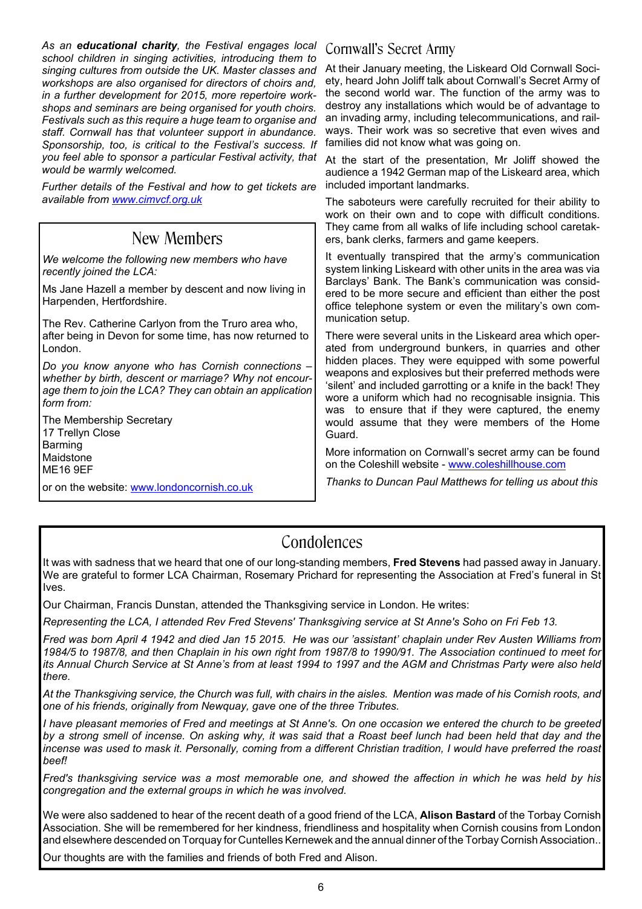*As an **educational charity**, the Festival engages local school children in singing activities, introducing them to singing cultures from outside the UK. Master classes and workshops are also organised for directors of choirs and, in a further development for 2015, more repertoire workshops and seminars are being organised for youth choirs. Festivals such as this require a huge team to organise and staff. Cornwall has that volunteer support in abundance. Sponsorship, too, is critical to the Festival's success. If you feel able to sponsor a particular Festival activity, that would be warmly welcomed.*

*Further details of the Festival and how to get tickets are available from [www.cimvcf.org.uk](http://www.cimvcf.org.uk)*

## New Members

*We welcome the following new members who have recently joined the LCA:*

Ms Jane Hazell a member by descent and now living in Harpenden, Hertfordshire.

The Rev. Catherine Carlyon from the Truro area who, after being in Devon for some time, has now returned to London.

*Do you know anyone who has Cornish connections – whether by birth, descent or marriage? Why not encourage them to join the LCA? They can obtain an application form from:*

The Membership Secretary
17 Trellyn Close
Barming
Maidstone
ME16 9EF

or on the website: [www.londoncornish.co.uk](http://www.londoncornish.co.uk)

## Cornwall's Secret Army

At their January meeting, the Liskeard Old Cornwall Society, heard John Joliff talk about Cornwall's Secret Army of the second world war. The function of the army was to destroy any installations which would be of advantage to an invading army, including telecommunications, and railways. Their work was so secretive that even wives and families did not know what was going on.

At the start of the presentation, Mr Joliff showed the audience a 1942 German map of the Liskeard area, which included important landmarks.

The saboteurs were carefully recruited for their ability to work on their own and to cope with difficult conditions. They came from all walks of life including school caretakers, bank clerks, farmers and game keepers.

It eventually transpired that the army's communication system linking Liskeard with other units in the area was via Barclays' Bank. The Bank's communication was considered to be more secure and efficient than either the post office telephone system or even the military's own communication setup.

There were several units in the Liskeard area which operated from underground bunkers, in quarries and other hidden places. They were equipped with some powerful weapons and explosives but their preferred methods were 'silent' and included garrotting or a knife in the back! They wore a uniform which had no recognisable insignia. This was to ensure that if they were captured, the enemy would assume that they were members of the Home Guard.

More information on Cornwall's secret army can be found on the Coleshill website - [www.coleshillhouse.com](http://www.coleshillhouse.com)

*Thanks to Duncan Paul Matthews for telling us about this*

## Condolences

It was with sadness that we heard that one of our long-standing members, **Fred Stevens** had passed away in January. We are grateful to former LCA Chairman, Rosemary Prichard for representing the Association at Fred's funeral in St Ives.

Our Chairman, Francis Dunstan, attended the Thanksgiving service in London. He writes:

*Representing the LCA, I attended Rev Fred Stevens' Thanksgiving service at St Anne's Soho on Fri Feb 13.*

*Fred was born April 4 1942 and died Jan 15 2015. He was our 'assistant' chaplain under Rev Austen Williams from 1984/5 to 1987/8, and then Chaplain in his own right from 1987/8 to 1990/91. The Association continued to meet for its Annual Church Service at St Anne's from at least 1994 to 1997 and the AGM and Christmas Party were also held there.*

*At the Thanksgiving service, the Church was full, with chairs in the aisles. Mention was made of his Cornish roots, and one of his friends, originally from Newquay, gave one of the three Tributes.*

*I have pleasant memories of Fred and meetings at St Anne's. On one occasion we entered the church to be greeted by a strong smell of incense. On asking why, it was said that a Roast beef lunch had been held that day and the incense was used to mask it. Personally, coming from a different Christian tradition, I would have preferred the roast beef!*

*Fred's thanksgiving service was a most memorable one, and showed the affection in which he was held by his congregation and the external groups in which he was involved.*

We were also saddened to hear of the recent death of a good friend of the LCA, **Alison Bastard** of the Torbay Cornish Association. She will be remembered for her kindness, friendliness and hospitality when Cornish cousins from London and elsewhere descended on Torquay for Cuntelles Kernewek and the annual dinner of the Torbay Cornish Association..

Our thoughts are with the families and friends of both Fred and Alison.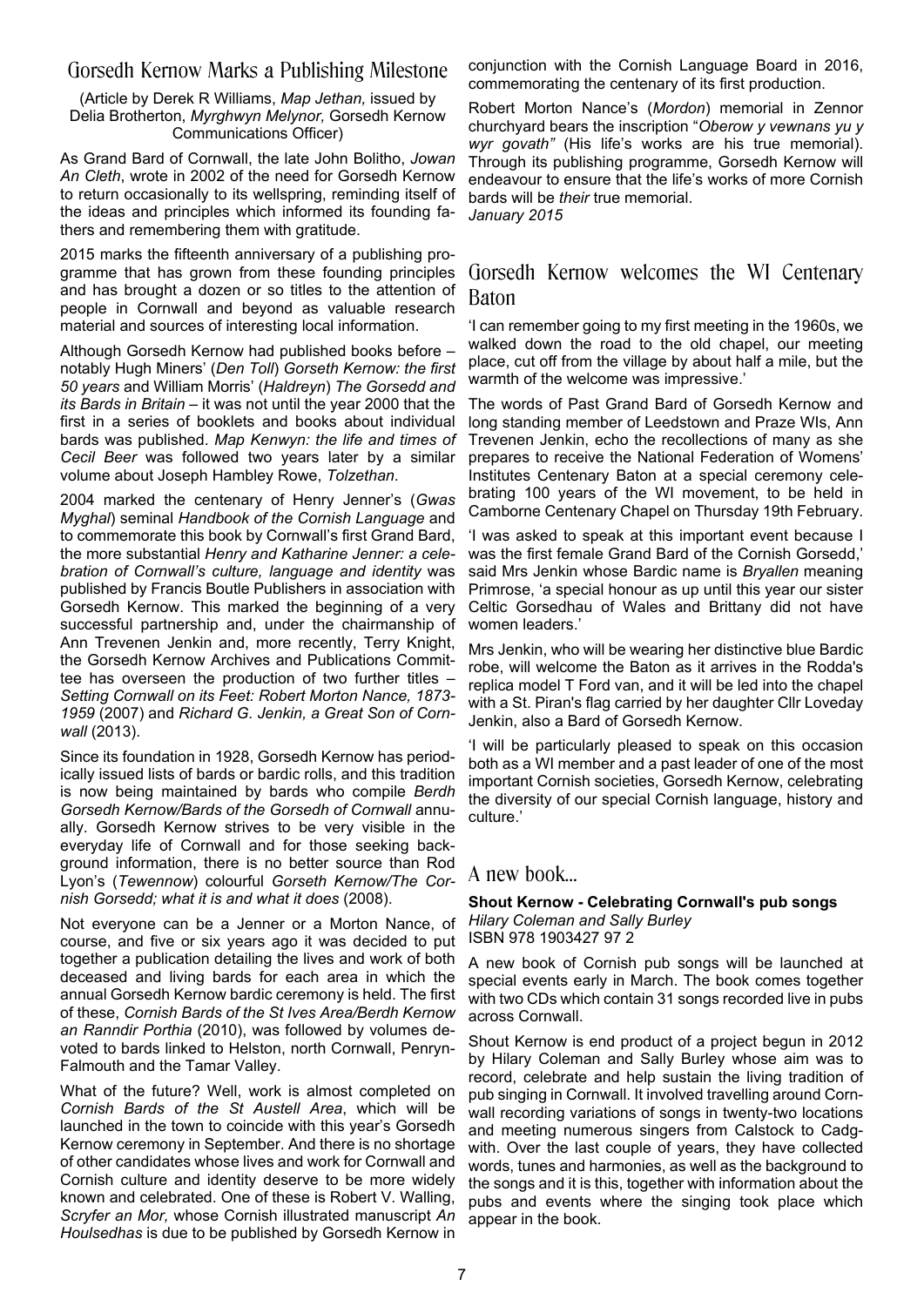## Gorsedh Kernow Marks a Publishing Milestone

(Article by Derek R Williams, *Map Jethan,* issued by Delia Brotherton, *Myrghwyn Melynor,* Gorsedh Kernow Communications Officer)

As Grand Bard of Cornwall, the late John Bolitho, *Jowan An Cleth*, wrote in 2002 of the need for Gorsedh Kernow to return occasionally to its wellspring, reminding itself of the ideas and principles which informed its founding fathers and remembering them with gratitude.

2015 marks the fifteenth anniversary of a publishing programme that has grown from these founding principles and has brought a dozen or so titles to the attention of people in Cornwall and beyond as valuable research material and sources of interesting local information.

Although Gorsedh Kernow had published books before – notably Hugh Miners' (*Den Toll*) *Gorseth Kernow: the first 50 years* and William Morris' (*Haldreyn*) *The Gorsedd and its Bards in Britain* – it was not until the year 2000 that the first in a series of booklets and books about individual bards was published. *Map Kenwyn: the life and times of Cecil Beer* was followed two years later by a similar volume about Joseph Hambley Rowe, *Tolzethan*.

2004 marked the centenary of Henry Jenner's (*Gwas Myghal*) seminal *Handbook of the Cornish Language* and to commemorate this book by Cornwall's first Grand Bard, the more substantial *Henry and Katharine Jenner: a celebration of Cornwall's culture, language and identity* was published by Francis Boutle Publishers in association with Gorsedh Kernow. This marked the beginning of a very successful partnership and, under the chairmanship of Ann Trevenen Jenkin and, more recently, Terry Knight, the Gorsedh Kernow Archives and Publications Committee has overseen the production of two further titles – *Setting Cornwall on its Feet: Robert Morton Nance, 1873-1959* (2007) and *Richard G. Jenkin, a Great Son of Cornwall* (2013).

Since its foundation in 1928, Gorsedh Kernow has periodically issued lists of bards or bardic rolls, and this tradition is now being maintained by bards who compile *Berdh Gorsedh Kernow/Bards of the Gorsedh of Cornwall* annually. Gorsedh Kernow strives to be very visible in the everyday life of Cornwall and for those seeking background information, there is no better source than Rod Lyon's (*Tewennow*) colourful *Gorseth Kernow/The Cornish Gorsedd; what it is and what it does* (2008).

Not everyone can be a Jenner or a Morton Nance, of course, and five or six years ago it was decided to put together a publication detailing the lives and work of both deceased and living bards for each area in which the annual Gorsedh Kernow bardic ceremony is held. The first of these, *Cornish Bards of the St Ives Area/Berdh Kernow an Ranndir Porthia* (2010), was followed by volumes devoted to bards linked to Helston, north Cornwall, Penryn-Falmouth and the Tamar Valley.

What of the future? Well, work is almost completed on *Cornish Bards of the St Austell Area*, which will be launched in the town to coincide with this year's Gorsedh Kernow ceremony in September. And there is no shortage of other candidates whose lives and work for Cornwall and Cornish culture and identity deserve to be more widely known and celebrated. One of these is Robert V. Walling, *Scryfer an Mor,* whose Cornish illustrated manuscript *An Houlsedhas* is due to be published by Gorsedh Kernow in conjunction with the Cornish Language Board in 2016, commemorating the centenary of its first production.

Robert Morton Nance's (*Mordon*) memorial in Zennor churchyard bears the inscription "*Oberow y vewnans yu y wyr govath"* (His life's works are his true memorial). Through its publishing programme, Gorsedh Kernow will endeavour to ensure that the life's works of more Cornish bards will be *their* true memorial.

*January 2015*

## Gorsedh Kernow welcomes the WI Centenary Baton

'I can remember going to my first meeting in the 1960s, we walked down the road to the old chapel, our meeting place, cut off from the village by about half a mile, but the warmth of the welcome was impressive.'

The words of Past Grand Bard of Gorsedh Kernow and long standing member of Leedstown and Praze WIs, Ann Trevenen Jenkin, echo the recollections of many as she prepares to receive the National Federation of Womens' Institutes Centenary Baton at a special ceremony celebrating 100 years of the WI movement, to be held in Camborne Centenary Chapel on Thursday 19th February.

'I was asked to speak at this important event because I was the first female Grand Bard of the Cornish Gorsedd,' said Mrs Jenkin whose Bardic name is *Bryallen* meaning Primrose, 'a special honour as up until this year our sister Celtic Gorsedhau of Wales and Brittany did not have women leaders.'

Mrs Jenkin, who will be wearing her distinctive blue Bardic robe, will welcome the Baton as it arrives in the Rodda's replica model T Ford van, and it will be led into the chapel with a St. Piran's flag carried by her daughter Cllr Loveday Jenkin, also a Bard of Gorsedh Kernow.

'I will be particularly pleased to speak on this occasion both as a WI member and a past leader of one of the most important Cornish societies, Gorsedh Kernow, celebrating the diversity of our special Cornish language, history and culture.'

## A new book...

**Shout Kernow - Celebrating Cornwall's pub songs**
*Hilary Coleman and Sally Burley*
ISBN 978 1903427 97 2

A new book of Cornish pub songs will be launched at special events early in March. The book comes together with two CDs which contain 31 songs recorded live in pubs across Cornwall.

Shout Kernow is end product of a project begun in 2012 by Hilary Coleman and Sally Burley whose aim was to record, celebrate and help sustain the living tradition of pub singing in Cornwall. It involved travelling around Cornwall recording variations of songs in twenty-two locations and meeting numerous singers from Calstock to Cadgwith. Over the last couple of years, they have collected words, tunes and harmonies, as well as the background to the songs and it is this, together with information about the pubs and events where the singing took place which appear in the book.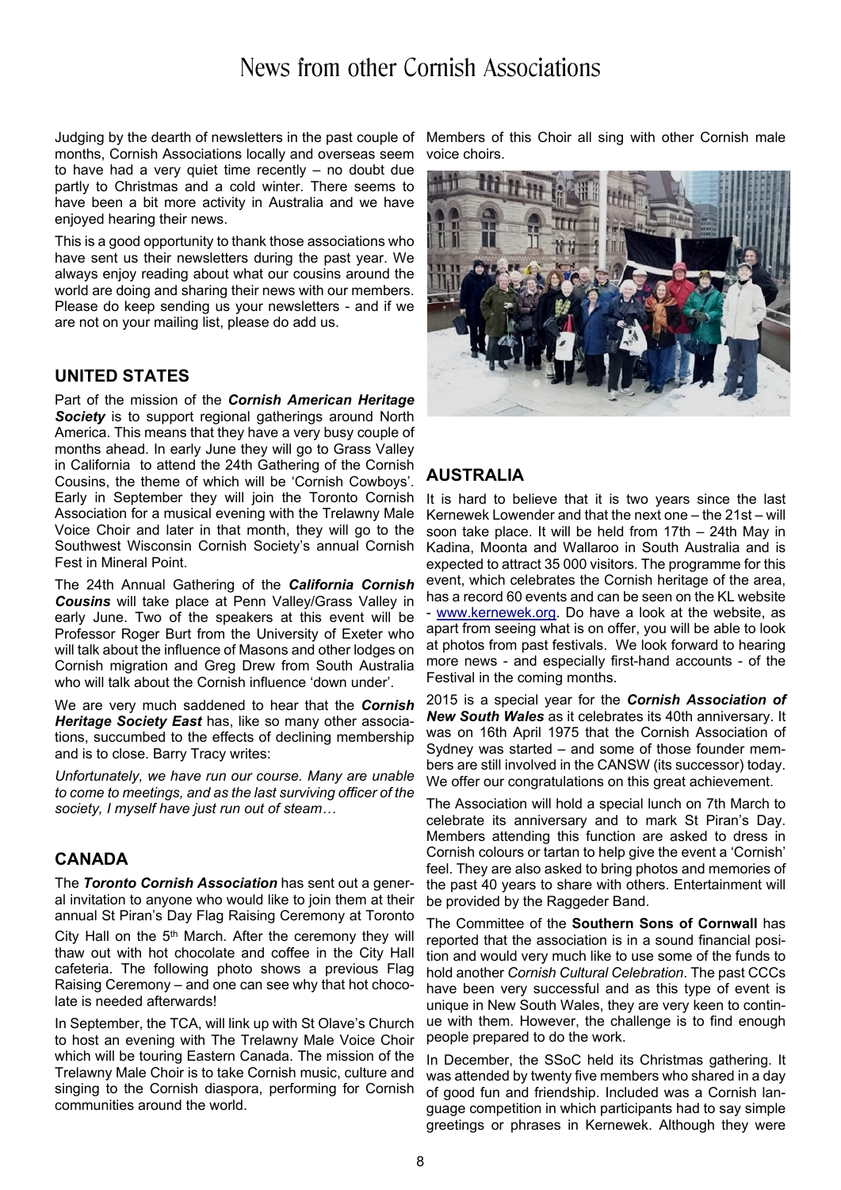# News from other Cornish Associations

Judging by the dearth of newsletters in the past couple of months, Cornish Associations locally and overseas seem to have had a very quiet time recently – no doubt due partly to Christmas and a cold winter. There seems to have been a bit more activity in Australia and we have enjoyed hearing their news.

This is a good opportunity to thank those associations who have sent us their newsletters during the past year. We always enjoy reading about what our cousins around the world are doing and sharing their news with our members. Please do keep sending us your newsletters - and if we are not on your mailing list, please do add us.

## UNITED STATES

Part of the mission of the ***Cornish American Heritage Society*** is to support regional gatherings around North America. This means that they have a very busy couple of months ahead. In early June they will go to Grass Valley in California to attend the 24th Gathering of the Cornish Cousins, the theme of which will be 'Cornish Cowboys'. Early in September they will join the Toronto Cornish Association for a musical evening with the Trelawny Male Voice Choir and later in that month, they will go to the Southwest Wisconsin Cornish Society's annual Cornish Fest in Mineral Point.

The 24th Annual Gathering of the ***California Cornish Cousins*** will take place at Penn Valley/Grass Valley in early June. Two of the speakers at this event will be Professor Roger Burt from the University of Exeter who will talk about the influence of Masons and other lodges on Cornish migration and Greg Drew from South Australia who will talk about the Cornish influence 'down under'.

We are very much saddened to hear that the ***Cornish Heritage Society East*** has, like so many other associations, succumbed to the effects of declining membership and is to close. Barry Tracy writes:

*Unfortunately, we have run our course. Many are unable to come to meetings, and as the last surviving officer of the society, I myself have just run out of steam…*

## CANADA

The ***Toronto Cornish Association*** has sent out a general invitation to anyone who would like to join them at their annual St Piran's Day Flag Raising Ceremony at Toronto City Hall on the 5th March. After the ceremony they will thaw out with hot chocolate and coffee in the City Hall cafeteria. The following photo shows a previous Flag Raising Ceremony – and one can see why that hot chocolate is needed afterwards!

In September, the TCA, will link up with St Olave's Church to host an evening with The Trelawny Male Voice Choir which will be touring Eastern Canada. The mission of the Trelawny Male Choir is to take Cornish music, culture and singing to the Cornish diaspora, performing for Cornish communities around the world. Members of this Choir all sing with other Cornish male voice choirs.

## AUSTRALIA

It is hard to believe that it is two years since the last Kernewek Lowender and that the next one – the 21st – will soon take place. It will be held from 17th – 24th May in Kadina, Moonta and Wallaroo in South Australia and is expected to attract 35 000 visitors. The programme for this event, which celebrates the Cornish heritage of the area, has a record 60 events and can be seen on the KL website - www.kernewek.org. Do have a look at the website, as apart from seeing what is on offer, you will be able to look at photos from past festivals. We look forward to hearing more news - and especially first-hand accounts - of the Festival in the coming months.

2015 is a special year for the ***Cornish Association of New South Wales*** as it celebrates its 40th anniversary. It was on 16th April 1975 that the Cornish Association of Sydney was started – and some of those founder members are still involved in the CANSW (its successor) today. We offer our congratulations on this great achievement.

The Association will hold a special lunch on 7th March to celebrate its anniversary and to mark St Piran's Day. Members attending this function are asked to dress in Cornish colours or tartan to help give the event a 'Cornish' feel. They are also asked to bring photos and memories of the past 40 years to share with others. Entertainment will be provided by the Raggeder Band.

The Committee of the **Southern Sons of Cornwall** has reported that the association is in a sound financial position and would very much like to use some of the funds to hold another *Cornish Cultural Celebration*. The past CCCs have been very successful and as this type of event is unique in New South Wales, they are very keen to continue with them. However, the challenge is to find enough people prepared to do the work.

In December, the SSoC held its Christmas gathering. It was attended by twenty five members who shared in a day of good fun and friendship. Included was a Cornish language competition in which participants had to say simple greetings or phrases in Kernewek. Although they were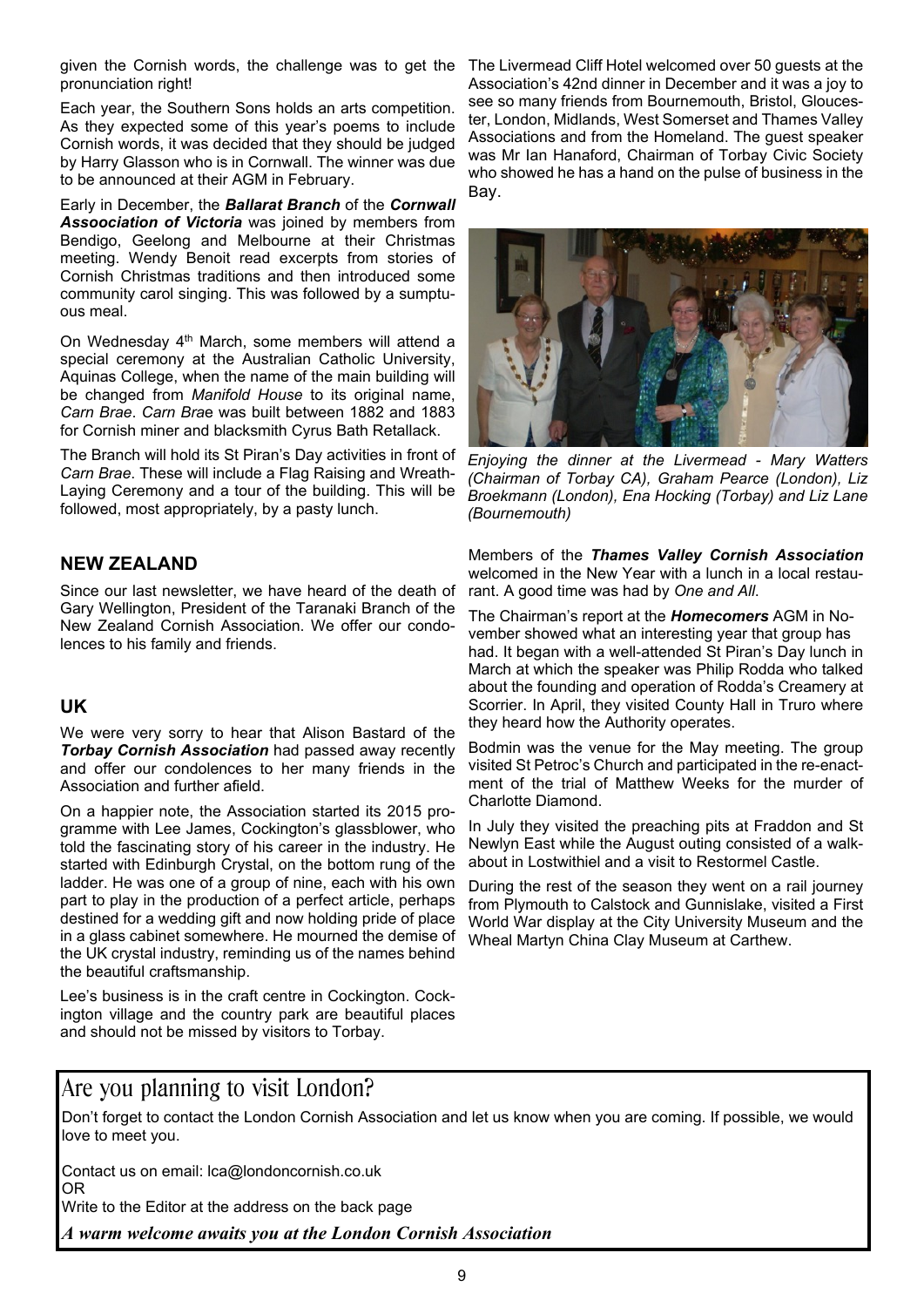given the Cornish words, the challenge was to get the pronunciation right!

Each year, the Southern Sons holds an arts competition. As they expected some of this year's poems to include Cornish words, it was decided that they should be judged by Harry Glasson who is in Cornwall. The winner was due to be announced at their AGM in February.

Early in December, the ***Ballarat Branch*** of the ***Cornwall Assoociation of Victoria*** was joined by members from Bendigo, Geelong and Melbourne at their Christmas meeting. Wendy Benoit read excerpts from stories of Cornish Christmas traditions and then introduced some community carol singing. This was followed by a sumptuous meal.

On Wednesday 4th March, some members will attend a special ceremony at the Australian Catholic University, Aquinas College, when the name of the main building will be changed from *Manifold House* to its original name, *Carn Brae*. *Carn Brae* was built between 1882 and 1883 for Cornish miner and blacksmith Cyrus Bath Retallack.

The Branch will hold its St Piran's Day activities in front of *Carn Brae*. These will include a Flag Raising and Wreath-Laying Ceremony and a tour of the building. This will be followed, most appropriately, by a pasty lunch.

## NEW ZEALAND

Since our last newsletter, we have heard of the death of Gary Wellington, President of the Taranaki Branch of the New Zealand Cornish Association. We offer our condolences to his family and friends.

## UK

We were very sorry to hear that Alison Bastard of the ***Torbay Cornish Association*** had passed away recently and offer our condolences to her many friends in the Association and further afield.

On a happier note, the Association started its 2015 programme with Lee James, Cockington's glassblower, who told the fascinating story of his career in the industry. He started with Edinburgh Crystal, on the bottom rung of the ladder. He was one of a group of nine, each with his own part to play in the production of a perfect article, perhaps destined for a wedding gift and now holding pride of place in a glass cabinet somewhere. He mourned the demise of the UK crystal industry, reminding us of the names behind the beautiful craftsmanship.

Lee's business is in the craft centre in Cockington. Cockington village and the country park are beautiful places and should not be missed by visitors to Torbay.

The Livermead Cliff Hotel welcomed over 50 guests at the Association's 42nd dinner in December and it was a joy to see so many friends from Bournemouth, Bristol, Gloucester, London, Midlands, West Somerset and Thames Valley Associations and from the Homeland. The guest speaker was Mr Ian Hanaford, Chairman of Torbay Civic Society who showed he has a hand on the pulse of business in the Bay.

*Enjoying the dinner at the Livermead - Mary Watters (Chairman of Torbay CA), Graham Pearce (London), Liz Broekmann (London), Ena Hocking (Torbay) and Liz Lane (Bournemouth)*

Members of the ***Thames Valley Cornish Association*** welcomed in the New Year with a lunch in a local restaurant. A good time was had by *One and All*.

The Chairman's report at the ***Homecomers*** AGM in November showed what an interesting year that group has had. It began with a well-attended St Piran's Day lunch in March at which the speaker was Philip Rodda who talked about the founding and operation of Rodda's Creamery at Scorrier. In April, they visited County Hall in Truro where they heard how the Authority operates.

Bodmin was the venue for the May meeting. The group visited St Petroc's Church and participated in the re-enactment of the trial of Matthew Weeks for the murder of Charlotte Diamond.

In July they visited the preaching pits at Fraddon and St Newlyn East while the August outing consisted of a walkabout in Lostwithiel and a visit to Restormel Castle.

During the rest of the season they went on a rail journey from Plymouth to Calstock and Gunnislake, visited a First World War display at the City University Museum and the Wheal Martyn China Clay Museum at Carthew.

## Are you planning to visit London?

Don't forget to contact the London Cornish Association and let us know when you are coming. If possible, we would love to meet you.

Contact us on email: lca@londoncornish.co.uk
OR
Write to the Editor at the address on the back page

***A warm welcome awaits you at the London Cornish Association***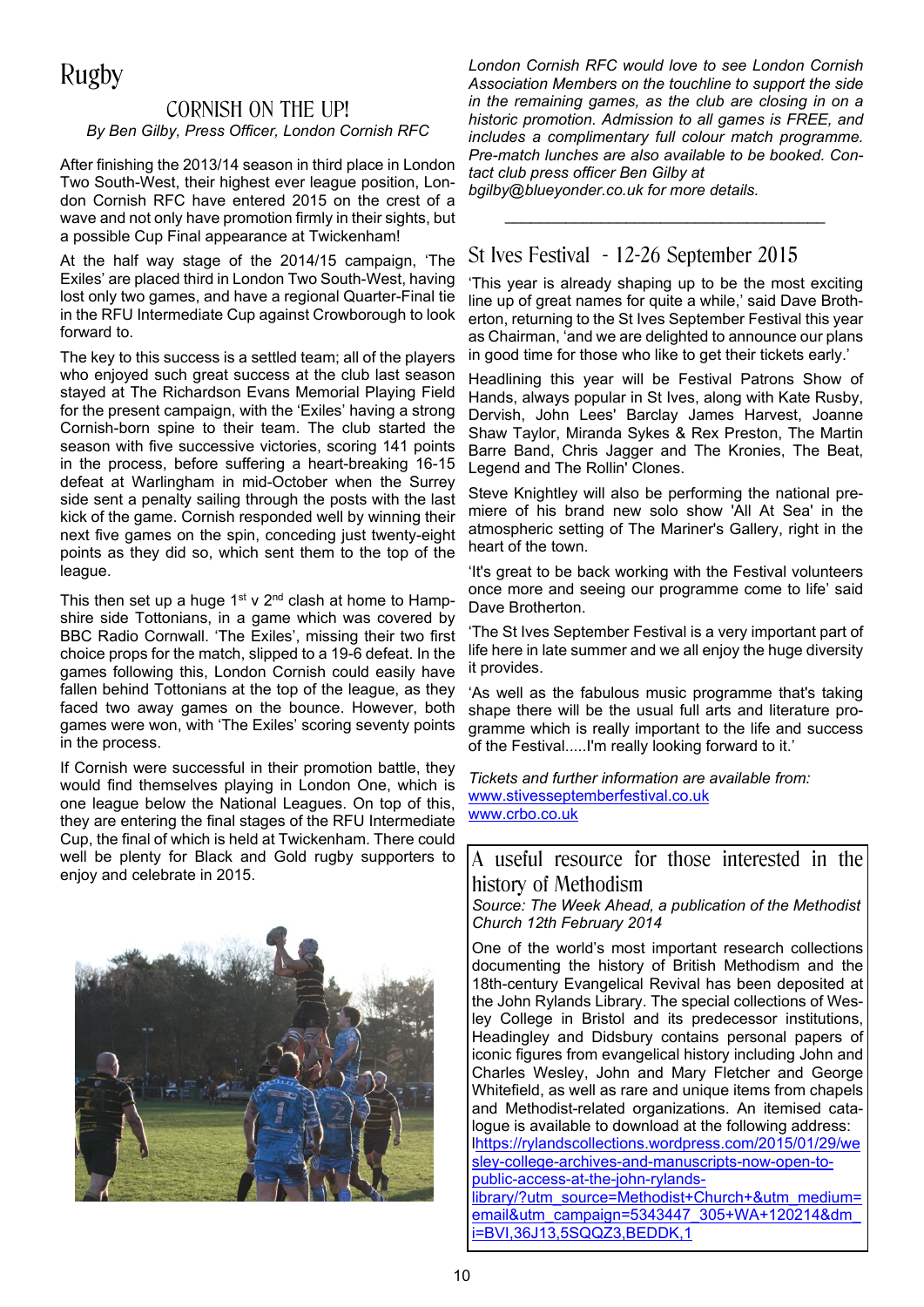# Rugby

## CORNISH ON THE UP!

*By Ben Gilby, Press Officer, London Cornish RFC*

After finishing the 2013/14 season in third place in London Two South-West, their highest ever league position, London Cornish RFC have entered 2015 on the crest of a wave and not only have promotion firmly in their sights, but a possible Cup Final appearance at Twickenham!

At the half way stage of the 2014/15 campaign, 'The Exiles' are placed third in London Two South-West, having lost only two games, and have a regional Quarter-Final tie in the RFU Intermediate Cup against Crowborough to look forward to.

The key to this success is a settled team; all of the players who enjoyed such great success at the club last season stayed at The Richardson Evans Memorial Playing Field for the present campaign, with the 'Exiles' having a strong Cornish-born spine to their team. The club started the season with five successive victories, scoring 141 points in the process, before suffering a heart-breaking 16-15 defeat at Warlingham in mid-October when the Surrey side sent a penalty sailing through the posts with the last kick of the game. Cornish responded well by winning their next five games on the spin, conceding just twenty-eight points as they did so, which sent them to the top of the league.

This then set up a huge 1st v 2nd clash at home to Hampshire side Tottonians, in a game which was covered by BBC Radio Cornwall. 'The Exiles', missing their two first choice props for the match, slipped to a 19-6 defeat. In the games following this, London Cornish could easily have fallen behind Tottonians at the top of the league, as they faced two away games on the bounce. However, both games were won, with 'The Exiles' scoring seventy points in the process.

If Cornish were successful in their promotion battle, they would find themselves playing in London One, which is one league below the National Leagues. On top of this, they are entering the final stages of the RFU Intermediate Cup, the final of which is held at Twickenham. There could well be plenty for Black and Gold rugby supporters to enjoy and celebrate in 2015.

*London Cornish RFC would love to see London Cornish Association Members on the touchline to support the side in the remaining games, as the club are closing in on a historic promotion. Admission to all games is FREE, and includes a complimentary full colour match programme. Pre-match lunches are also available to be booked. Contact club press officer Ben Gilby at bgilby@blueyonder.co.uk for more details.*

---

## St Ives Festival - 12-26 September 2015

'This year is already shaping up to be the most exciting line up of great names for quite a while,' said Dave Brotherton, returning to the St Ives September Festival this year as Chairman, 'and we are delighted to announce our plans in good time for those who like to get their tickets early.'

Headlining this year will be Festival Patrons Show of Hands, always popular in St Ives, along with Kate Rusby, Dervish, John Lees' Barclay James Harvest, Joanne Shaw Taylor, Miranda Sykes & Rex Preston, The Martin Barre Band, Chris Jagger and The Kronies, The Beat, Legend and The Rollin' Clones.

Steve Knightley will also be performing the national premiere of his brand new solo show 'All At Sea' in the atmospheric setting of The Mariner's Gallery, right in the heart of the town.

'It's great to be back working with the Festival volunteers once more and seeing our programme come to life' said Dave Brotherton.

'The St Ives September Festival is a very important part of life here in late summer and we all enjoy the huge diversity it provides.

'As well as the fabulous music programme that's taking shape there will be the usual full arts and literature programme which is really important to the life and success of the Festival.....I'm really looking forward to it.'

*Tickets and further information are available from:*
www.stivesseptemberfestival.co.uk
www.crbo.co.uk

## A useful resource for those interested in the history of Methodism

*Source: The Week Ahead, a publication of the Methodist Church 12th February 2014*

One of the world's most important research collections documenting the history of British Methodism and the 18th-century Evangelical Revival has been deposited at the John Rylands Library. The special collections of Wesley College in Bristol and its predecessor institutions, Headingley and Didsbury contains personal papers of iconic figures from evangelical history including John and Charles Wesley, John and Mary Fletcher and George Whitefield, as well as rare and unique items from chapels and Methodist-related organizations. An itemised catalogue is available to download at the following address: lhttps://rylandscollections.wordpress.com/2015/01/29/wesley-college-archives-and-manuscripts-now-open-to-public-access-at-the-john-rylands-library/?utm_source=Methodist+Church+&utm_medium=email&utm_campaign=5343447_305+WA+120214&dm_i=BVI,36J13,5SQQZ3,BEDDK,1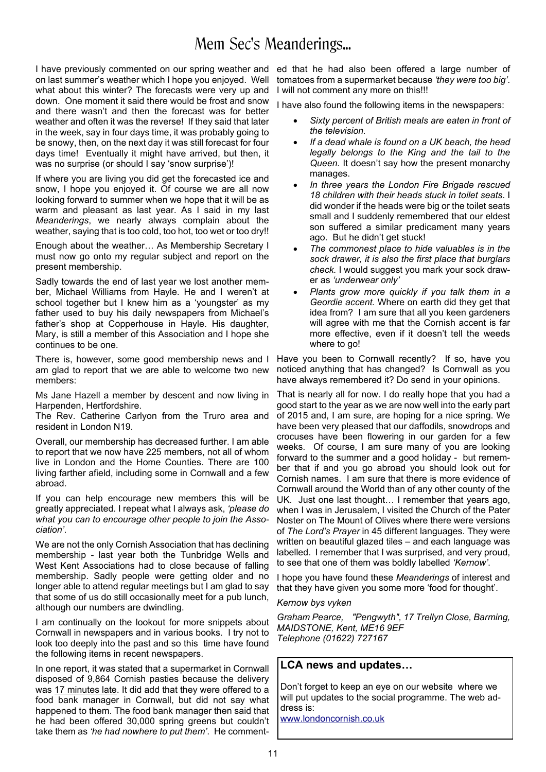# Mem Sec's Meanderings...

I have previously commented on our spring weather and on last summer's weather which I hope you enjoyed. Well what about this winter? The forecasts were very up and down. One moment it said there would be frost and snow and there wasn't and then the forecast was for better weather and often it was the reverse! If they said that later in the week, say in four days time, it was probably going to be snowy, then, on the next day it was still forecast for four days time! Eventually it might have arrived, but then, it was no surprise (or should I say 'snow surprise')!

If where you are living you did get the forecasted ice and snow, I hope you enjoyed it. Of course we are all now looking forward to summer when we hope that it will be as warm and pleasant as last year. As I said in my last *Meanderings*, we nearly always complain about the weather, saying that is too cold, too hot, too wet or too dry!!

Enough about the weather… As Membership Secretary I must now go onto my regular subject and report on the present membership.

Sadly towards the end of last year we lost another member, Michael Williams from Hayle. He and I weren't at school together but I knew him as a 'youngster' as my father used to buy his daily newspapers from Michael's father's shop at Copperhouse in Hayle. His daughter, Mary, is still a member of this Association and I hope she continues to be one.

There is, however, some good membership news and I am glad to report that we are able to welcome two new members:

Ms Jane Hazell a member by descent and now living in Harpenden, Hertfordshire.
The Rev. Catherine Carlyon from the Truro area and resident in London N19.

Overall, our membership has decreased further. I am able to report that we now have 225 members, not all of whom live in London and the Home Counties. There are 100 living farther afield, including some in Cornwall and a few abroad.

If you can help encourage new members this will be greatly appreciated. I repeat what I always ask, *'please do what you can to encourage other people to join the Association'*.

We are not the only Cornish Association that has declining membership - last year both the Tunbridge Wells and West Kent Associations had to close because of falling membership. Sadly people were getting older and no longer able to attend regular meetings but I am glad to say that some of us do still occasionally meet for a pub lunch, although our numbers are dwindling.

I am continually on the lookout for more snippets about Cornwall in newspapers and in various books. I try not to look too deeply into the past and so this time have found the following items in recent newspapers.

In one report, it was stated that a supermarket in Cornwall disposed of 9,864 Cornish pasties because the delivery was <u>17 minutes late</u>. It did add that they were offered to a food bank manager in Cornwall, but did not say what happened to them. The food bank manager then said that he had been offered 30,000 spring greens but couldn't take them as *'he had nowhere to put them'*. He commented that he had also been offered a large number of tomatoes from a supermarket because *'they were too big'*. I will not comment any more on this!!!

I have also found the following items in the newspapers:

- *Sixty percent of British meals are eaten in front of the television.*
- *If a dead whale is found on a UK beach, the head legally belongs to the King and the tail to the Queen.* It doesn't say how the present monarchy manages.
- *In three years the London Fire Brigade rescued 18 children with their heads stuck in toilet seats*. I did wonder if the heads were big or the toilet seats small and I suddenly remembered that our eldest son suffered a similar predicament many years ago. But he didn't get stuck!
- *The commonest place to hide valuables is in the sock drawer, it is also the first place that burglars check.* I would suggest you mark your sock drawer as *'underwear only'*
- *Plants grow more quickly if you talk them in a Geordie accent.* Where on earth did they get that idea from? I am sure that all you keen gardeners will agree with me that the Cornish accent is far more effective, even if it doesn't tell the weeds where to go!

Have you been to Cornwall recently? If so, have you noticed anything that has changed? Is Cornwall as you have always remembered it? Do send in your opinions.

That is nearly all for now. I do really hope that you had a good start to the year as we are now well into the early part of 2015 and, I am sure, are hoping for a nice spring. We have been very pleased that our daffodils, snowdrops and crocuses have been flowering in our garden for a few weeks. Of course, I am sure many of you are looking forward to the summer and a good holiday - but remember that if and you go abroad you should look out for Cornish names. I am sure that there is more evidence of Cornwall around the World than of any other county of the UK. Just one last thought… I remember that years ago, when I was in Jerusalem, I visited the Church of the Pater Noster on The Mount of Olives where there were versions of *The Lord's Prayer* in 45 different languages. They were written on beautiful glazed tiles – and each language was labelled. I remember that I was surprised, and very proud, to see that one of them was boldly labelled *'Kernow'*.

I hope you have found these *Meanderings* of interest and that they have given you some more 'food for thought'.

*Kernow bys vyken*

*Graham Pearce, "Pengwyth", 17 Trellyn Close, Barming, MAIDSTONE, Kent, ME16 9EF*
*Telephone (01622) 727167*

## LCA news and updates…

Don't forget to keep an eye on our website where we will put updates to the social programme. The web address is:
www.londoncornish.co.uk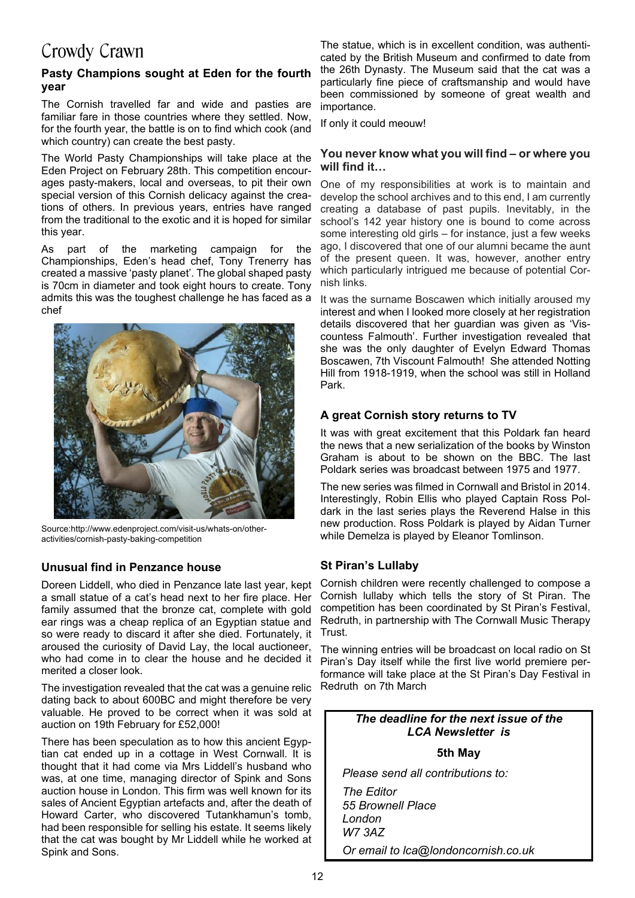# Crowdy Crawn

### Pasty Champions sought at Eden for the fourth year

The Cornish travelled far and wide and pasties are familiar fare in those countries where they settled. Now, for the fourth year, the battle is on to find which cook (and which country) can create the best pasty.

The World Pasty Championships will take place at the Eden Project on February 28th. This competition encourages pasty-makers, local and overseas, to pit their own special version of this Cornish delicacy against the creations of others. In previous years, entries have ranged from the traditional to the exotic and it is hoped for similar this year.

As part of the marketing campaign for the Championships, Eden's head chef, Tony Trenerry has created a massive 'pasty planet'. The global shaped pasty is 70cm in diameter and took eight hours to create. Tony admits this was the toughest challenge he has faced as a chef

Source:http://www.edenproject.com/visit-us/whats-on/other-activities/cornish-pasty-baking-competition

### Unusual find in Penzance house

Doreen Liddell, who died in Penzance late last year, kept a small statue of a cat's head next to her fire place. Her family assumed that the bronze cat, complete with gold ear rings was a cheap replica of an Egyptian statue and so were ready to discard it after she died. Fortunately, it aroused the curiosity of David Lay, the local auctioneer, who had come in to clear the house and he decided it merited a closer look.

The investigation revealed that the cat was a genuine relic dating back to about 600BC and might therefore be very valuable. He proved to be correct when it was sold at auction on 19th February for £52,000!

There has been speculation as to how this ancient Egyptian cat ended up in a cottage in West Cornwall. It is thought that it had come via Mrs Liddell's husband who was, at one time, managing director of Spink and Sons auction house in London. This firm was well known for its sales of Ancient Egyptian artefacts and, after the death of Howard Carter, who discovered Tutankhamun's tomb, had been responsible for selling his estate. It seems likely that the cat was bought by Mr Liddell while he worked at Spink and Sons.

The statue, which is in excellent condition, was authenticated by the British Museum and confirmed to date from the 26th Dynasty. The Museum said that the cat was a particularly fine piece of craftsmanship and would have been commissioned by someone of great wealth and importance.

If only it could meouw!

### You never know what you will find – or where you will find it…

One of my responsibilities at work is to maintain and develop the school archives and to this end, I am currently creating a database of past pupils. Inevitably, in the school's 142 year history one is bound to come across some interesting old girls – for instance, just a few weeks ago, I discovered that one of our alumni became the aunt of the present queen. It was, however, another entry which particularly intrigued me because of potential Cornish links.

It was the surname Boscawen which initially aroused my interest and when I looked more closely at her registration details discovered that her guardian was given as 'Viscountess Falmouth'. Further investigation revealed that she was the only daughter of Evelyn Edward Thomas Boscawen, 7th Viscount Falmouth! She attended Notting Hill from 1918-1919, when the school was still in Holland Park.

### A great Cornish story returns to TV

It was with great excitement that this Poldark fan heard the news that a new serialization of the books by Winston Graham is about to be shown on the BBC. The last Poldark series was broadcast between 1975 and 1977.

The new series was filmed in Cornwall and Bristol in 2014. Interestingly, Robin Ellis who played Captain Ross Poldark in the last series plays the Reverend Halse in this new production. Ross Poldark is played by Aidan Turner while Demelza is played by Eleanor Tomlinson.

### St Piran's Lullaby

Cornish children were recently challenged to compose a Cornish lullaby which tells the story of St Piran. The competition has been coordinated by St Piran's Festival, Redruth, in partnership with The Cornwall Music Therapy Trust.

The winning entries will be broadcast on local radio on St Piran's Day itself while the first live world premiere performance will take place at the St Piran's Day Festival in Redruth on 7th March

***The deadline for the next issue of the LCA Newsletter is***

**5th May**

*Please send all contributions to:*

*The Editor*
*55 Brownell Place*
*London*
*W7 3AZ*

*Or email to lca@londoncornish.co.uk*